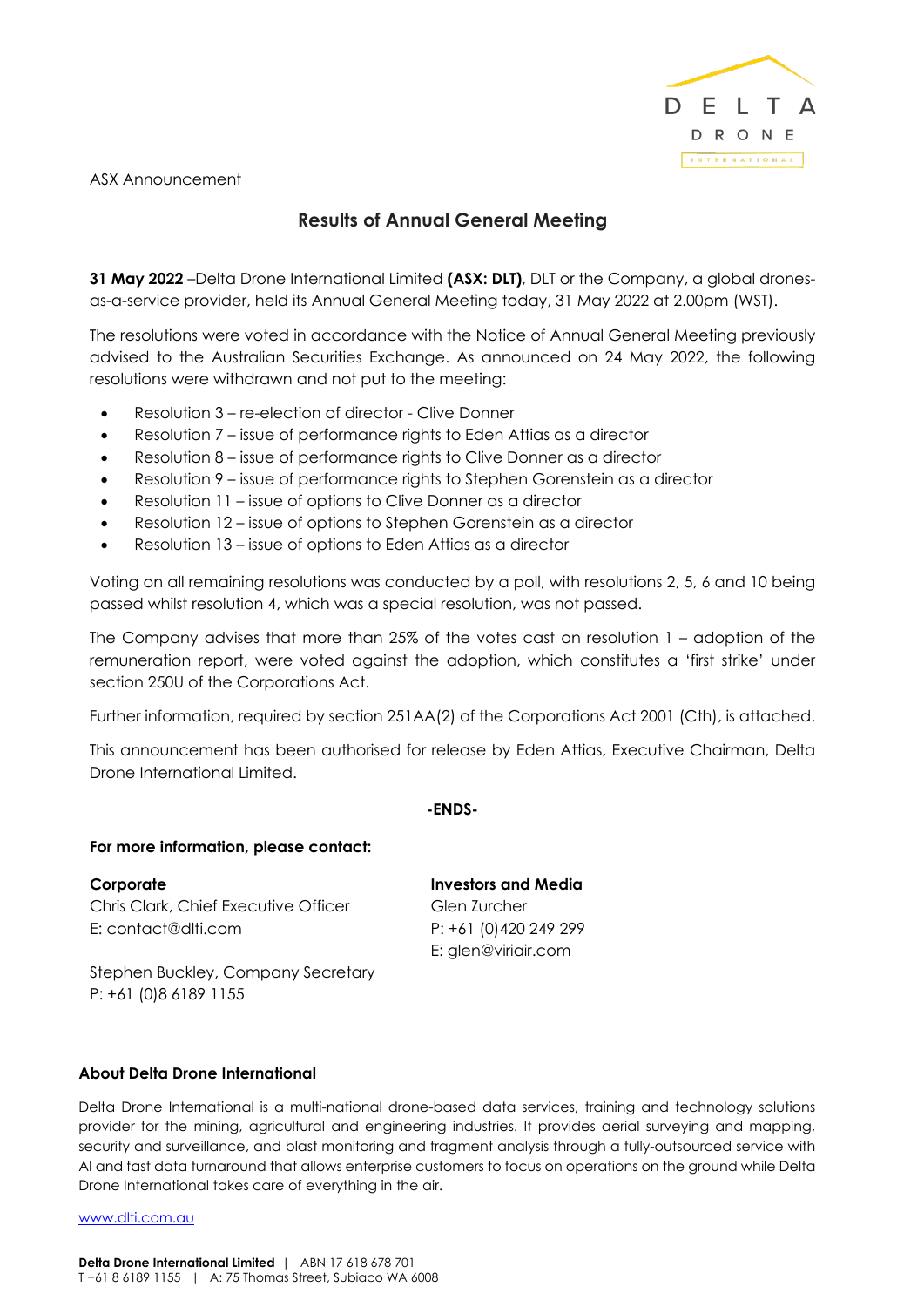ASX Announcement

# Results of Annual General Meeting

**31 May 2022** –Delta Drone International Limited **(ASX: DLT)**, DLT or the Company, a global drones-as-a-service provider, held its Annual General Meeting today, 31 May 2022 at 2.00pm (WST).

The resolutions were voted in accordance with the Notice of Annual General Meeting previously advised to the Australian Securities Exchange. As announced on 24 May 2022, the following resolutions were withdrawn and not put to the meeting:

- Resolution 3 – re-election of director - Clive Donner
- Resolution 7 – issue of performance rights to Eden Attias as a director
- Resolution 8 – issue of performance rights to Clive Donner as a director
- Resolution 9 – issue of performance rights to Stephen Gorenstein as a director
- Resolution 11 – issue of options to Clive Donner as a director
- Resolution 12 – issue of options to Stephen Gorenstein as a director
- Resolution 13 – issue of options to Eden Attias as a director

Voting on all remaining resolutions was conducted by a poll, with resolutions 2, 5, 6 and 10 being passed whilst resolution 4, which was a special resolution, was not passed.

The Company advises that more than 25% of the votes cast on resolution 1 – adoption of the remuneration report, were voted against the adoption, which constitutes a 'first strike' under section 250U of the Corporations Act.

Further information, required by section 251AA(2) of the Corporations Act 2001 (Cth), is attached.

This announcement has been authorised for release by Eden Attias, Executive Chairman, Delta Drone International Limited.

**-ENDS-**

**For more information, please contact:**

**Corporate**
Chris Clark, Chief Executive Officer
E: contact@dlti.com

Stephen Buckley, Company Secretary
P: +61 (0)8 6189 1155

**Investors and Media**
Glen Zurcher
P: +61 (0)420 249 299
E: glen@viriair.com

## About Delta Drone International

Delta Drone International is a multi-national drone-based data services, training and technology solutions provider for the mining, agricultural and engineering industries. It provides aerial surveying and mapping, security and surveillance, and blast monitoring and fragment analysis through a fully-outsourced service with AI and fast data turnaround that allows enterprise customers to focus on operations on the ground while Delta Drone International takes care of everything in the air.

www.dlti.com.au

**Delta Drone International Limited** | ABN 17 618 678 701
T +61 8 6189 1155 | A: 75 Thomas Street, Subiaco WA 6008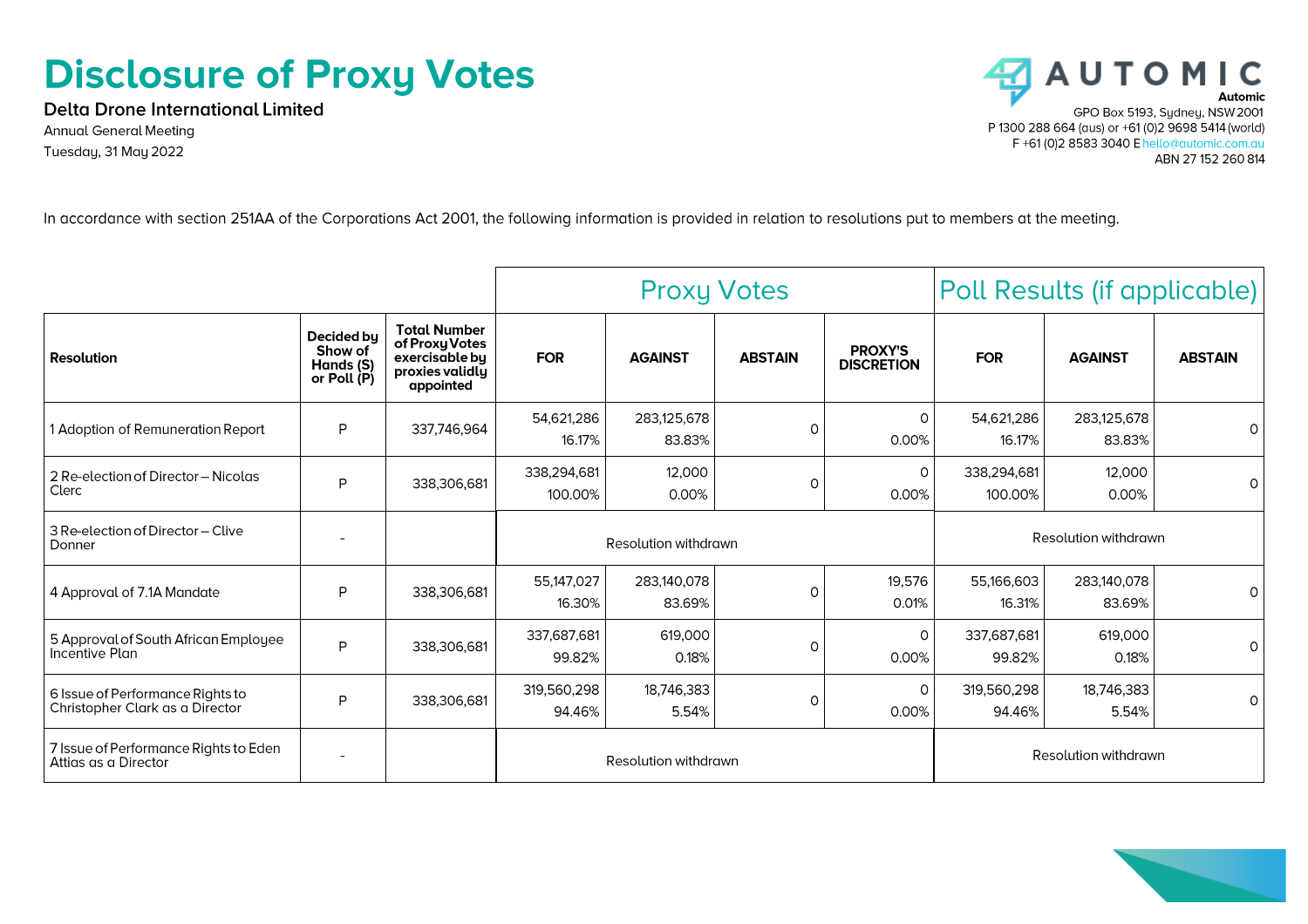# Disclosure of Proxy Votes

**Delta Drone International Limited**

Annual General Meeting

Tuesday, 31 May 2022

**AUTOMIC**

**Automic**
GPO Box 5193, Sydney, NSW 2001
P 1300 288 664 (aus) or +61 (0)2 9698 5414 (world)
F +61 (0)2 8583 3040 E hello@automic.com.au
ABN 27 152 260 814

In accordance with section 251AA of the Corporations Act 2001, the following information is provided in relation to resolutions put to members at the meeting.

| | | | Proxy Votes | | | | Poll Results (if applicable) | | |
|---|---|---|---|---|---|---|---|---|---|
| **Resolution** | **Decided by Show of Hands (S) or Poll (P)** | **Total Number of Proxy Votes exercisable by proxies validly appointed** | **FOR** | **AGAINST** | **ABSTAIN** | **PROXY'S DISCRETION** | **FOR** | **AGAINST** | **ABSTAIN** |
| 1 Adoption of Remuneration Report | P | 337,746,964 | 54,621,286 16.17% | 283,125,678 83.83% | 0 | 0 0.00% | 54,621,286 16.17% | 283,125,678 83.83% | 0 |
| 2 Re-election of Director – Nicolas Clerc | P | 338,306,681 | 338,294,681 100.00% | 12,000 0.00% | 0 | 0 0.00% | 338,294,681 100.00% | 12,000 0.00% | 0 |
| 3 Re-election of Director – Clive Donner | - | | Resolution withdrawn | | | | Resolution withdrawn | | |
| 4 Approval of 7.1A Mandate | P | 338,306,681 | 55,147,027 16.30% | 283,140,078 83.69% | 0 | 19,576 0.01% | 55,166,603 16.31% | 283,140,078 83.69% | 0 |
| 5 Approval of South African Employee Incentive Plan | P | 338,306,681 | 337,687,681 99.82% | 619,000 0.18% | 0 | 0 0.00% | 337,687,681 99.82% | 619,000 0.18% | 0 |
| 6 Issue of Performance Rights to Christopher Clark as a Director | P | 338,306,681 | 319,560,298 94.46% | 18,746,383 5.54% | 0 | 0 0.00% | 319,560,298 94.46% | 18,746,383 5.54% | 0 |
| 7 Issue of Performance Rights to Eden Attias as a Director | - | | Resolution withdrawn | | | | Resolution withdrawn | | |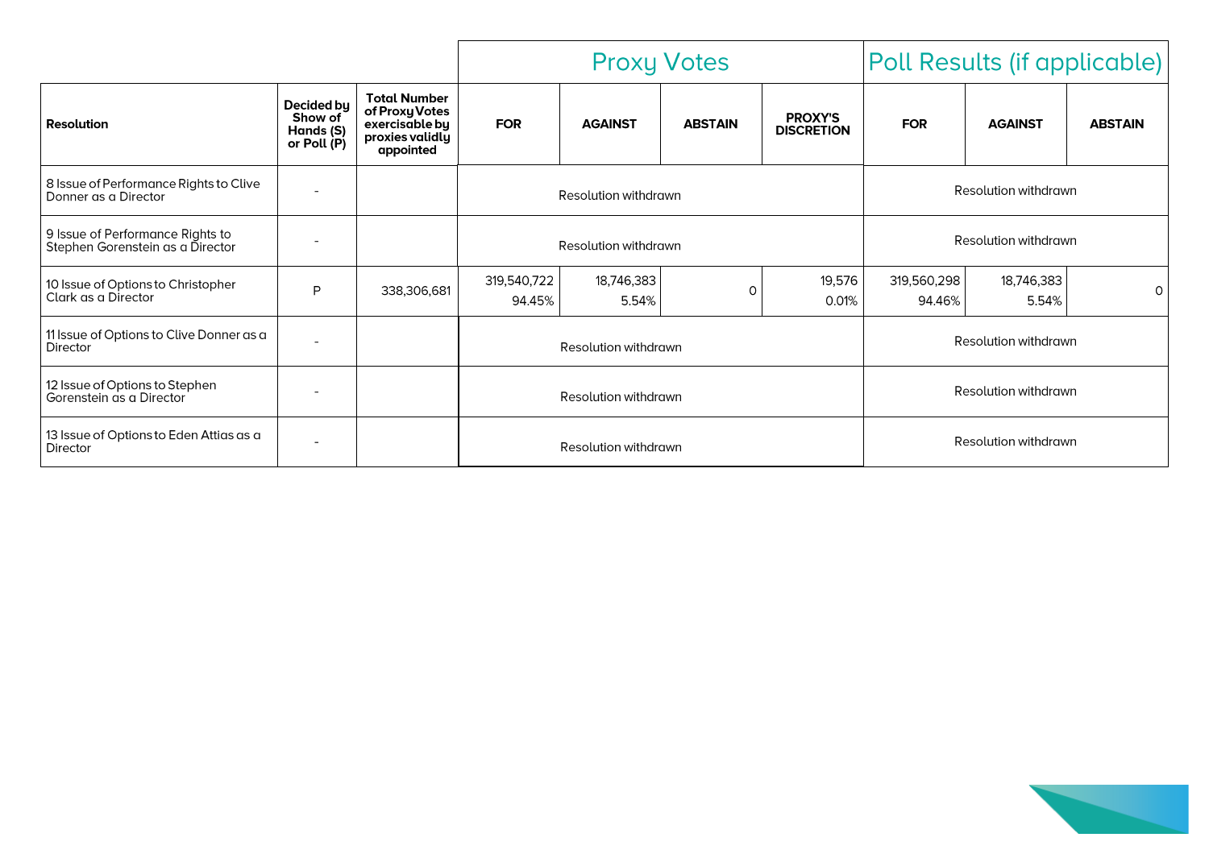| | | | Proxy Votes | | | | Poll Results (if applicable) | | |
|---|---|---|---|---|---|---|---|---|---|
| **Resolution** | **Decided by Show of Hands (S) or Poll (P)** | **Total Number of Proxy Votes exercisable by proxies validly appointed** | **FOR** | **AGAINST** | **ABSTAIN** | **PROXY'S DISCRETION** | **FOR** | **AGAINST** | **ABSTAIN** |
| 8 Issue of Performance Rights to Clive Donner as a Director | - | | Resolution withdrawn | | | | Resolution withdrawn | | |
| 9 Issue of Performance Rights to Stephen Gorenstein as a Director | - | | Resolution withdrawn | | | | Resolution withdrawn | | |
| 10 Issue of Options to Christopher Clark as a Director | P | 338,306,681 | 319,540,722 94.45% | 18,746,383 5.54% | 0 | 19,576 0.01% | 319,560,298 94.46% | 18,746,383 5.54% | 0 |
| 11 Issue of Options to Clive Donner as a Director | - | | Resolution withdrawn | | | | Resolution withdrawn | | |
| 12 Issue of Options to Stephen Gorenstein as a Director | - | | Resolution withdrawn | | | | Resolution withdrawn | | |
| 13 Issue of Options to Eden Attias as a Director | - | | Resolution withdrawn | | | | Resolution withdrawn | | |